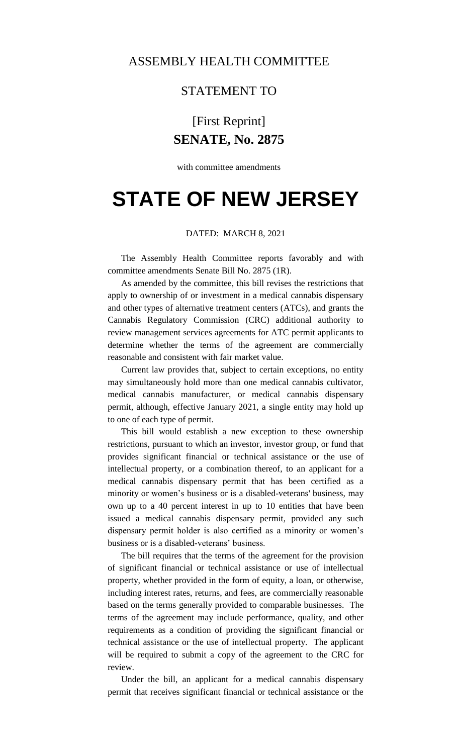ASSEMBLY HEALTH COMMITTEE

STATEMENT TO

[First Reprint]

**SENATE, No. 2875**

with committee amendments

# STATE OF NEW JERSEY

DATED: MARCH 8, 2021

The Assembly Health Committee reports favorably and with committee amendments Senate Bill No. 2875 (1R).

As amended by the committee, this bill revises the restrictions that apply to ownership of or investment in a medical cannabis dispensary and other types of alternative treatment centers (ATCs), and grants the Cannabis Regulatory Commission (CRC) additional authority to review management services agreements for ATC permit applicants to determine whether the terms of the agreement are commercially reasonable and consistent with fair market value.

Current law provides that, subject to certain exceptions, no entity may simultaneously hold more than one medical cannabis cultivator, medical cannabis manufacturer, or medical cannabis dispensary permit, although, effective January 2021, a single entity may hold up to one of each type of permit.

This bill would establish a new exception to these ownership restrictions, pursuant to which an investor, investor group, or fund that provides significant financial or technical assistance or the use of intellectual property, or a combination thereof, to an applicant for a medical cannabis dispensary permit that has been certified as a minority or women's business or is a disabled-veterans' business, may own up to a 40 percent interest in up to 10 entities that have been issued a medical cannabis dispensary permit, provided any such dispensary permit holder is also certified as a minority or women's business or is a disabled-veterans' business.

The bill requires that the terms of the agreement for the provision of significant financial or technical assistance or use of intellectual property, whether provided in the form of equity, a loan, or otherwise, including interest rates, returns, and fees, are commercially reasonable based on the terms generally provided to comparable businesses. The terms of the agreement may include performance, quality, and other requirements as a condition of providing the significant financial or technical assistance or the use of intellectual property. The applicant will be required to submit a copy of the agreement to the CRC for review.

Under the bill, an applicant for a medical cannabis dispensary permit that receives significant financial or technical assistance or the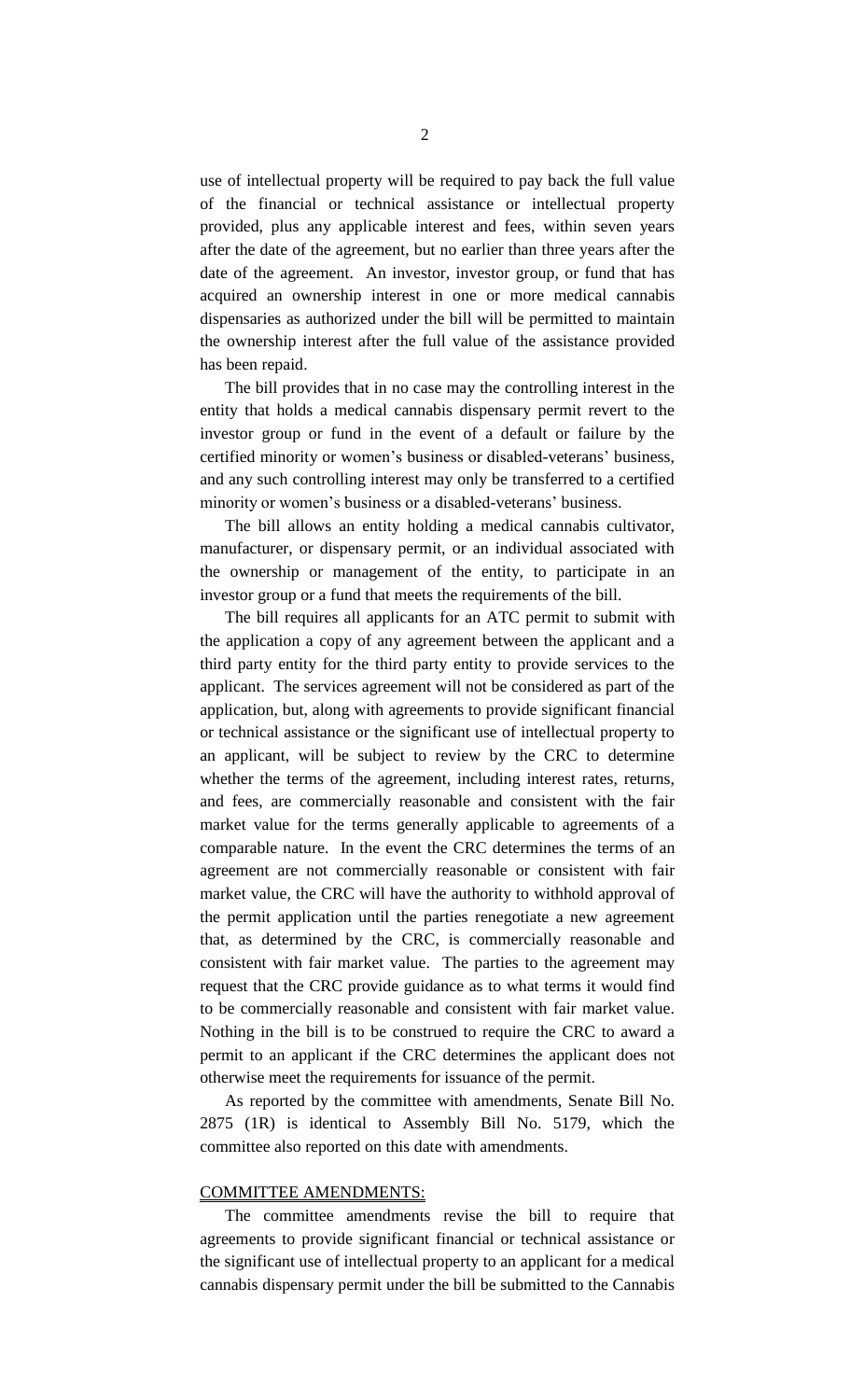use of intellectual property will be required to pay back the full value of the financial or technical assistance or intellectual property provided, plus any applicable interest and fees, within seven years after the date of the agreement, but no earlier than three years after the date of the agreement. An investor, investor group, or fund that has acquired an ownership interest in one or more medical cannabis dispensaries as authorized under the bill will be permitted to maintain the ownership interest after the full value of the assistance provided has been repaid.

The bill provides that in no case may the controlling interest in the entity that holds a medical cannabis dispensary permit revert to the investor group or fund in the event of a default or failure by the certified minority or women's business or disabled-veterans' business, and any such controlling interest may only be transferred to a certified minority or women's business or a disabled-veterans' business.

The bill allows an entity holding a medical cannabis cultivator, manufacturer, or dispensary permit, or an individual associated with the ownership or management of the entity, to participate in an investor group or a fund that meets the requirements of the bill.

The bill requires all applicants for an ATC permit to submit with the application a copy of any agreement between the applicant and a third party entity for the third party entity to provide services to the applicant. The services agreement will not be considered as part of the application, but, along with agreements to provide significant financial or technical assistance or the significant use of intellectual property to an applicant, will be subject to review by the CRC to determine whether the terms of the agreement, including interest rates, returns, and fees, are commercially reasonable and consistent with the fair market value for the terms generally applicable to agreements of a comparable nature. In the event the CRC determines the terms of an agreement are not commercially reasonable or consistent with fair market value, the CRC will have the authority to withhold approval of the permit application until the parties renegotiate a new agreement that, as determined by the CRC, is commercially reasonable and consistent with fair market value. The parties to the agreement may request that the CRC provide guidance as to what terms it would find to be commercially reasonable and consistent with fair market value. Nothing in the bill is to be construed to require the CRC to award a permit to an applicant if the CRC determines the applicant does not otherwise meet the requirements for issuance of the permit.

As reported by the committee with amendments, Senate Bill No. 2875 (1R) is identical to Assembly Bill No. 5179, which the committee also reported on this date with amendments.

COMMITTEE AMENDMENTS:

The committee amendments revise the bill to require that agreements to provide significant financial or technical assistance or the significant use of intellectual property to an applicant for a medical cannabis dispensary permit under the bill be submitted to the Cannabis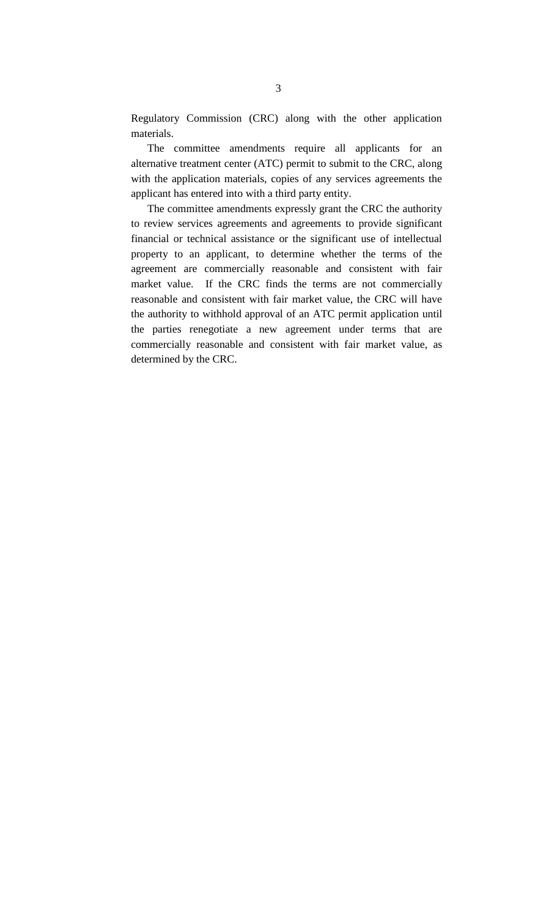Regulatory Commission (CRC) along with the other application materials.

The committee amendments require all applicants for an alternative treatment center (ATC) permit to submit to the CRC, along with the application materials, copies of any services agreements the applicant has entered into with a third party entity.

The committee amendments expressly grant the CRC the authority to review services agreements and agreements to provide significant financial or technical assistance or the significant use of intellectual property to an applicant, to determine whether the terms of the agreement are commercially reasonable and consistent with fair market value. If the CRC finds the terms are not commercially reasonable and consistent with fair market value, the CRC will have the authority to withhold approval of an ATC permit application until the parties renegotiate a new agreement under terms that are commercially reasonable and consistent with fair market value, as determined by the CRC.